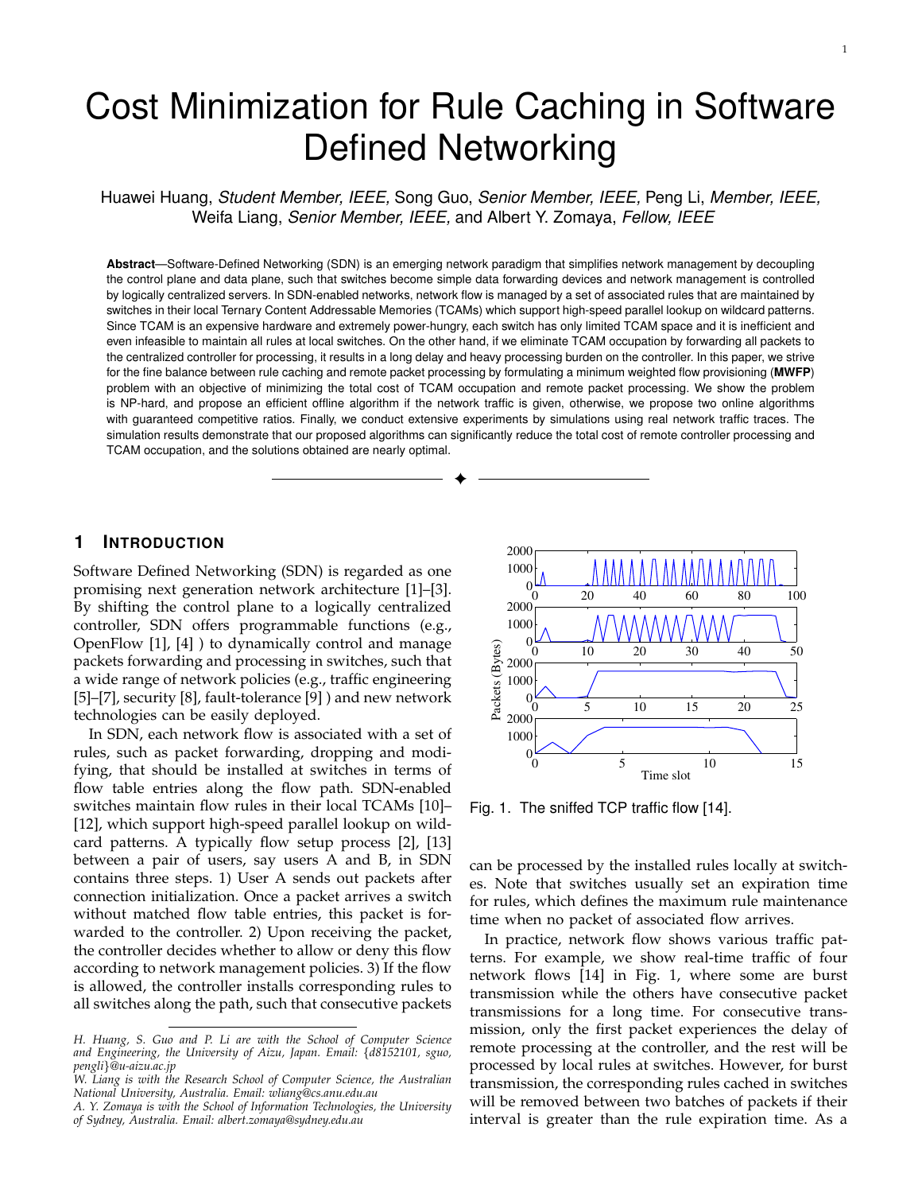# Cost Minimization for Rule Caching in Software Defined Networking

Huawei Huang, *Student Member, IEEE,* Song Guo, *Senior Member, IEEE,* Peng Li, *Member, IEEE,* Weifa Liang, *Senior Member, IEEE,* and Albert Y. Zomaya, *Fellow, IEEE*

**Abstract**—Software-Defined Networking (SDN) is an emerging network paradigm that simplifies network management by decoupling the control plane and data plane, such that switches become simple data forwarding devices and network management is controlled by logically centralized servers. In SDN-enabled networks, network flow is managed by a set of associated rules that are maintained by switches in their local Ternary Content Addressable Memories (TCAMs) which support high-speed parallel lookup on wildcard patterns. Since TCAM is an expensive hardware and extremely power-hungry, each switch has only limited TCAM space and it is inefficient and even infeasible to maintain all rules at local switches. On the other hand, if we eliminate TCAM occupation by forwarding all packets to the centralized controller for processing, it results in a long delay and heavy processing burden on the controller. In this paper, we strive for the fine balance between rule caching and remote packet processing by formulating a minimum weighted flow provisioning (**MWFP**) problem with an objective of minimizing the total cost of TCAM occupation and remote packet processing. We show the problem is NP-hard, and propose an efficient offline algorithm if the network traffic is given, otherwise, we propose two online algorithms with guaranteed competitive ratios. Finally, we conduct extensive experiments by simulations using real network traffic traces. The simulation results demonstrate that our proposed algorithms can significantly reduce the total cost of remote controller processing and TCAM occupation, and the solutions obtained are nearly optimal.

## 1 Introduction

Software Defined Networking (SDN) is regarded as one promising next generation network architecture [1]–[3]. By shifting the control plane to a logically centralized controller, SDN offers programmable functions (e.g., OpenFlow [1], [4] ) to dynamically control and manage packets forwarding and processing in switches, such that a wide range of network policies (e.g., traffic engineering [5]–[7], security [8], fault-tolerance [9] ) and new network technologies can be easily deployed.

In SDN, each network flow is associated with a set of rules, such as packet forwarding, dropping and modifying, that should be installed at switches in terms of flow table entries along the flow path. SDN-enabled switches maintain flow rules in their local TCAMs [10]–[12], which support high-speed parallel lookup on wildcard patterns. A typically flow setup process [2], [13] between a pair of users, say users A and B, in SDN contains three steps. 1) User A sends out packets after connection initialization. Once a packet arrives a switch without matched flow table entries, this packet is forwarded to the controller. 2) Upon receiving the packet, the controller decides whether to allow or deny this flow according to network management policies. 3) If the flow is allowed, the controller installs corresponding rules to all switches along the path, such that consecutive packets can be processed by the installed rules locally at switches. Note that switches usually set an expiration time for rules, which defines the maximum rule maintenance time when no packet of associated flow arrives.

Fig. 1. The sniffed TCP traffic flow [14].

In practice, network flow shows various traffic patterns. For example, we show real-time traffic of four network flows [14] in Fig. 1, where some are burst transmission while the others have consecutive packet transmissions for a long time. For consecutive transmission, only the first packet experiences the delay of remote processing at the controller, and the rest will be processed by local rules at switches. However, for burst transmission, the corresponding rules cached in switches will be removed between two batches of packets if their interval is greater than the rule expiration time. As a

*H. Huang, S. Guo and P. Li are with the School of Computer Science and Engineering, the University of Aizu, Japan. Email: {d8152101, sguo, pengli}@u-aizu.ac.jp*

*W. Liang is with the Research School of Computer Science, the Australian National University, Australia. Email: wliang@cs.anu.edu.au*

*A. Y. Zomaya is with the School of Information Technologies, the University of Sydney, Australia. Email: albert.zomaya@sydney.edu.au*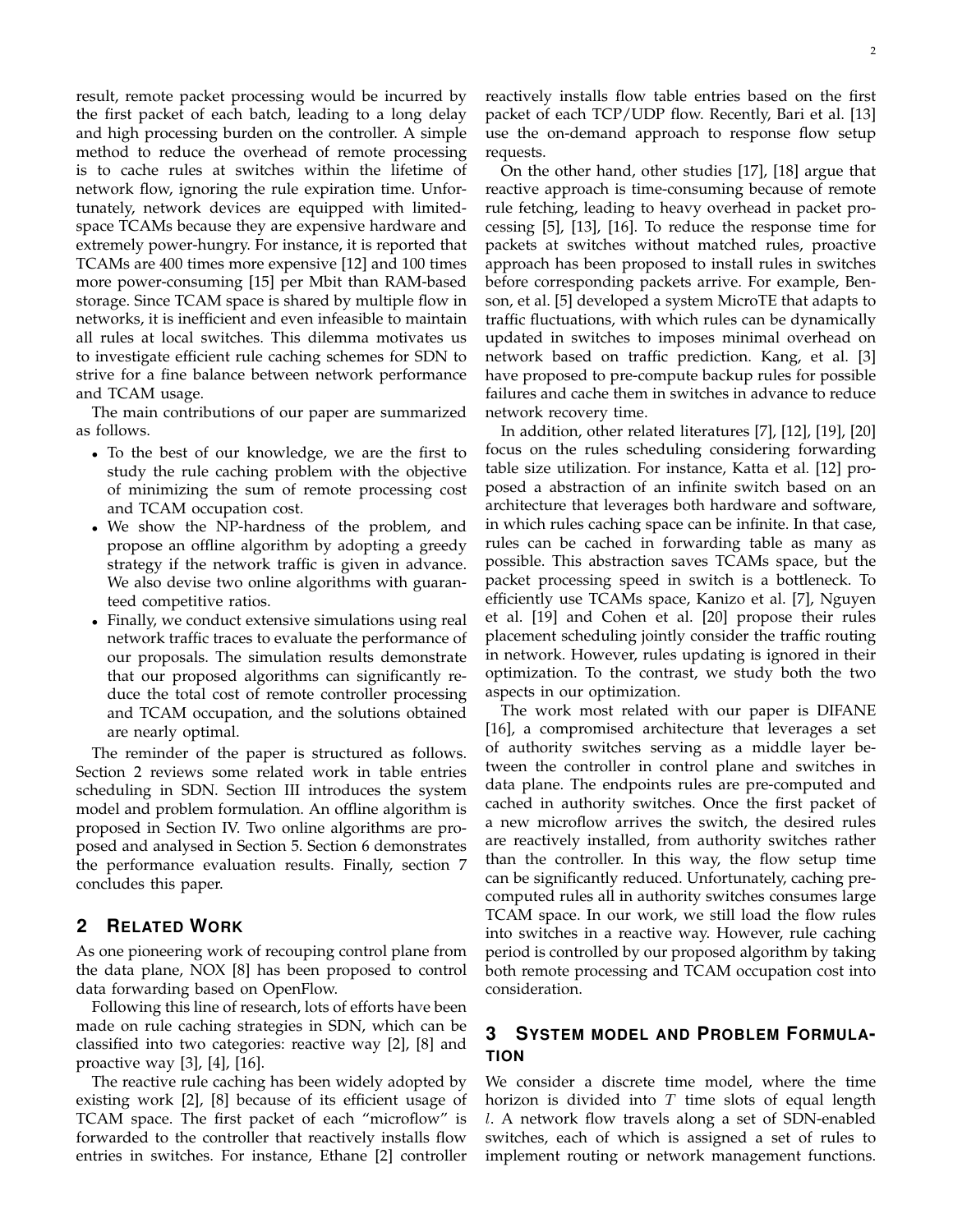result, remote packet processing would be incurred by the first packet of each batch, leading to a long delay and high processing burden on the controller. A simple method to reduce the overhead of remote processing is to cache rules at switches within the lifetime of network flow, ignoring the rule expiration time. Unfortunately, network devices are equipped with limited-space TCAMs because they are expensive hardware and extremely power-hungry. For instance, it is reported that TCAMs are 400 times more expensive [12] and 100 times more power-consuming [15] per Mbit than RAM-based storage. Since TCAM space is shared by multiple flow in networks, it is inefficient and even infeasible to maintain all rules at local switches. This dilemma motivates us to investigate efficient rule caching schemes for SDN to strive for a fine balance between network performance and TCAM usage.

The main contributions of our paper are summarized as follows.

- To the best of our knowledge, we are the first to study the rule caching problem with the objective of minimizing the sum of remote processing cost and TCAM occupation cost.
- We show the NP-hardness of the problem, and propose an offline algorithm by adopting a greedy strategy if the network traffic is given in advance. We also devise two online algorithms with guaranteed competitive ratios.
- Finally, we conduct extensive simulations using real network traffic traces to evaluate the performance of our proposals. The simulation results demonstrate that our proposed algorithms can significantly reduce the total cost of remote controller processing and TCAM occupation, and the solutions obtained are nearly optimal.

The reminder of the paper is structured as follows. Section 2 reviews some related work in table entries scheduling in SDN. Section III introduces the system model and problem formulation. An offline algorithm is proposed in Section IV. Two online algorithms are proposed and analysed in Section 5. Section 6 demonstrates the performance evaluation results. Finally, section 7 concludes this paper.

## 2 Related Work

As one pioneering work of recouping control plane from the data plane, NOX [8] has been proposed to control data forwarding based on OpenFlow.

Following this line of research, lots of efforts have been made on rule caching strategies in SDN, which can be classified into two categories: reactive way [2], [8] and proactive way [3], [4], [16].

The reactive rule caching has been widely adopted by existing work [2], [8] because of its efficient usage of TCAM space. The first packet of each "microflow" is forwarded to the controller that reactively installs flow entries in switches. For instance, Ethane [2] controller reactively installs flow table entries based on the first packet of each TCP/UDP flow. Recently, Bari et al. [13] use the on-demand approach to response flow setup requests.

On the other hand, other studies [17], [18] argue that reactive approach is time-consuming because of remote rule fetching, leading to heavy overhead in packet processing [5], [13], [16]. To reduce the response time for packets at switches without matched rules, proactive approach has been proposed to install rules in switches before corresponding packets arrive. For example, Benson, et al. [5] developed a system MicroTE that adapts to traffic fluctuations, with which rules can be dynamically updated in switches to imposes minimal overhead on network based on traffic prediction. Kang, et al. [3] have proposed to pre-compute backup rules for possible failures and cache them in switches in advance to reduce network recovery time.

In addition, other related literatures [7], [12], [19], [20] focus on the rules scheduling considering forwarding table size utilization. For instance, Katta et al. [12] proposed a abstraction of an infinite switch based on an architecture that leverages both hardware and software, in which rules caching space can be infinite. In that case, rules can be cached in forwarding table as many as possible. This abstraction saves TCAMs space, but the packet processing speed in switch is a bottleneck. To efficiently use TCAMs space, Kanizo et al. [7], Nguyen et al. [19] and Cohen et al. [20] propose their rules placement scheduling jointly consider the traffic routing in network. However, rules updating is ignored in their optimization. To the contrast, we study both the two aspects in our optimization.

The work most related with our paper is DIFANE [16], a compromised architecture that leverages a set of authority switches serving as a middle layer between the controller in control plane and switches in data plane. The endpoints rules are pre-computed and cached in authority switches. Once the first packet of a new microflow arrives the switch, the desired rules are reactively installed, from authority switches rather than the controller. In this way, the flow setup time can be significantly reduced. Unfortunately, caching pre-computed rules all in authority switches consumes large TCAM space. In our work, we still load the flow rules into switches in a reactive way. However, rule caching period is controlled by our proposed algorithm by taking both remote processing and TCAM occupation cost into consideration.

## 3 System model and Problem Formulation

We consider a discrete time model, where the time horizon is divided into $T$ time slots of equal length $l$. A network flow travels along a set of SDN-enabled switches, each of which is assigned a set of rules to implement routing or network management functions.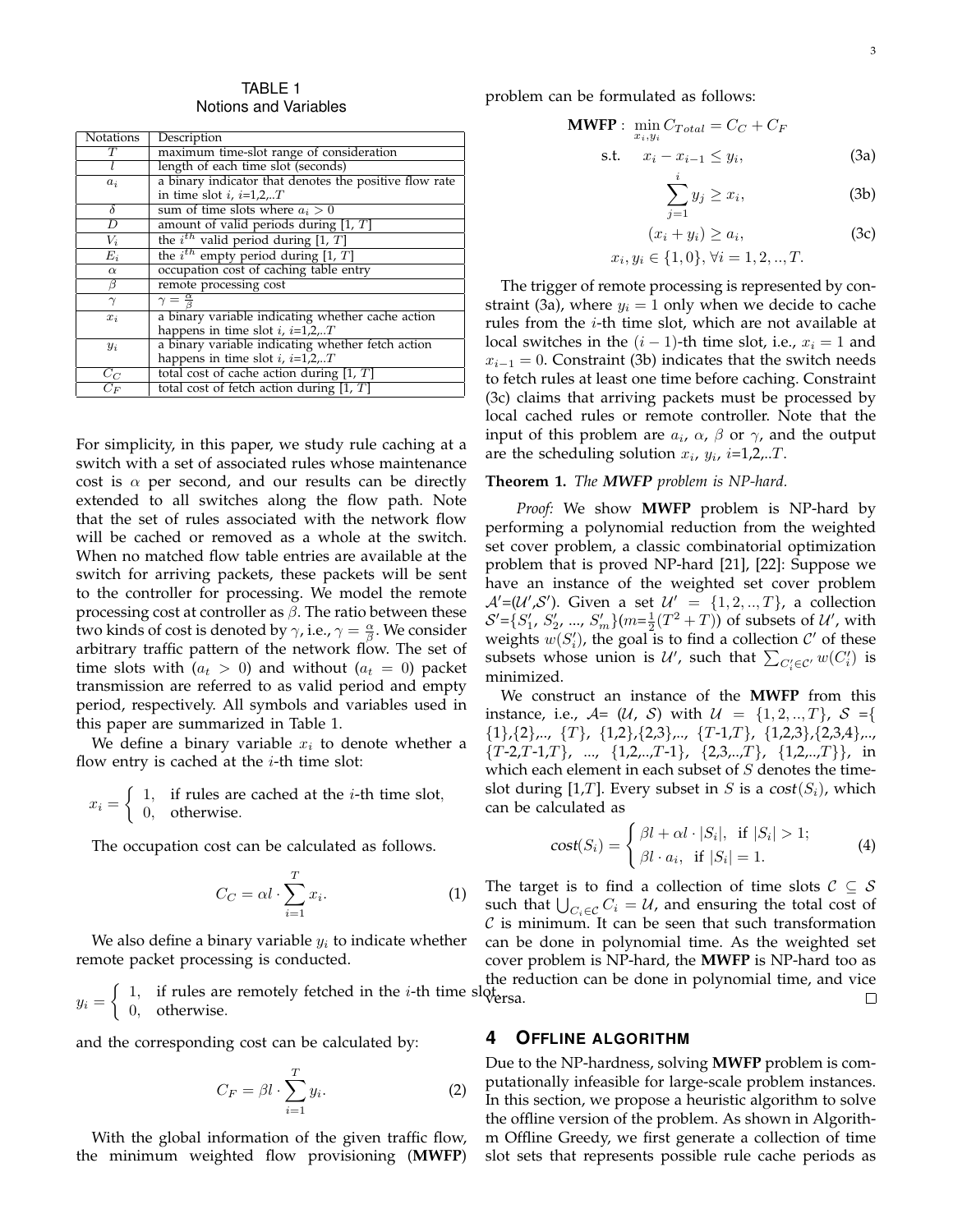TABLE 1
Notions and Variables

| Notations | Description |
|---|---|
| $T$ | maximum time-slot range of consideration |
| $l$ | length of each time slot (seconds) |
| $a_i$ | a binary indicator that denotes the positive flow rate in time slot $i$, $i$=1,2,..$T$ |
| $\delta$ | sum of time slots where $a_i > 0$ |
| $D$ | amount of valid periods during [1, $T$] |
| $V_i$ | the $i^{th}$ valid period during [1, $T$] |
| $E_i$ | the $i^{th}$ empty period during [1, $T$] |
| $\alpha$ | occupation cost of caching table entry |
| $\beta$ | remote processing cost |
| $\gamma$ | $\gamma = \frac{\alpha}{\beta}$ |
| $x_i$ | a binary variable indicating whether cache action happens in time slot $i$, $i$=1,2,..$T$ |
| $y_i$ | a binary variable indicating whether fetch action happens in time slot $i$, $i$=1,2,..$T$ |
| $C_C$ | total cost of cache action during [1, $T$] |
| $C_F$ | total cost of fetch action during [1, $T$] |

For simplicity, in this paper, we study rule caching at a switch with a set of associated rules whose maintenance cost is $\alpha$ per second, and our results can be directly extended to all switches along the flow path. Note that the set of rules associated with the network flow will be cached or removed as a whole at the switch. When no matched flow table entries are available at the switch for arriving packets, these packets will be sent to the controller for processing. We model the remote processing cost at controller as $\beta$. The ratio between these two kinds of cost is denoted by $\gamma$, i.e., $\gamma = \frac{\alpha}{\beta}$. We consider arbitrary traffic pattern of the network flow. The set of time slots with ($a_t > 0$) and without ($a_t = 0$) packet transmission are referred to as valid period and empty period, respectively. All symbols and variables used in this paper are summarized in Table 1.

We define a binary variable $x_i$ to denote whether a flow entry is cached at the $i$-th time slot:

$$x_i = \begin{cases} 1, & \text{if rules are cached at the } i\text{-th time slot,} \\ 0, & \text{otherwise.} \end{cases}$$

The occupation cost can be calculated as follows.

$$C_C = \alpha l \cdot \sum_{i=1}^{T} x_i. \tag{1}$$

We also define a binary variable $y_i$ to indicate whether remote packet processing is conducted.

$$y_i = \begin{cases} 1, & \text{if rules are remotely fetched in the } i\text{-th time slot,} \\ 0, & \text{otherwise.} \end{cases}$$

and the corresponding cost can be calculated by:

$$C_F = \beta l \cdot \sum_{i=1}^{T} y_i. \tag{2}$$

With the global information of the given traffic flow, the minimum weighted flow provisioning (**MWFP**) problem can be formulated as follows:

$$\textbf{MWFP}: \min_{x_i, y_i} C_{Total} = C_C + C_F$$

$$\text{s.t.} \quad x_i - x_{i-1} \le y_i, \tag{3a}$$

$$\sum_{j=1}^{i} y_j \ge x_i, \tag{3b}$$

$$(x_i + y_i) \ge a_i, \tag{3c}$$

$$x_i, y_i \in \{1, 0\}, \forall i = 1, 2, .., T.$$

The trigger of remote processing is represented by constraint (3a), where $y_i = 1$ only when we decide to cache rules from the $i$-th time slot, which are not available at local switches in the $(i-1)$-th time slot, i.e., $x_i = 1$ and $x_{i-1} = 0$. Constraint (3b) indicates that the switch needs to fetch rules at least one time before caching. Constraint (3c) claims that arriving packets must be processed by local cached rules or remote controller. Note that the input of this problem are $a_i$, $\alpha$, $\beta$ or $\gamma$, and the output are the scheduling solution $x_i$, $y_i$, $i$=1,2,..$T$.

**Theorem 1.** *The **MWFP** problem is NP-hard.*

*Proof:* We show **MWFP** problem is NP-hard by performing a polynomial reduction from the weighted set cover problem, a classic combinatorial optimization problem that is proved NP-hard [21], [22]: Suppose we have an instance of the weighted set cover problem $\mathcal{A}'$=($\mathcal{U}'$,$\mathcal{S}'$). Given a set $\mathcal{U}' = \{1, 2, .., T\}$, a collection $\mathcal{S}'$=$\{S_1', S_2', ..., S_m'\}$($m$=$\frac{1}{2}(T^2 + T)$) of subsets of $\mathcal{U}'$, with weights $w(S_i')$, the goal is to find a collection $\mathcal{C}'$ of these subsets whose union is $\mathcal{U}'$, such that $\sum_{C_i' \in \mathcal{C}'} w(C_i')$ is minimized.

We construct an instance of the **MWFP** from this instance, i.e., $\mathcal{A}$= ($\mathcal{U}$, $\mathcal{S}$) with $\mathcal{U} = \{1, 2, .., T\}$, $\mathcal{S}$ ={ {1},{2},.., {$T$}, {1,2},{2,3},.., {$T$-1,$T$}, {1,2,3},{2,3,4},.., {$T$-2,$T$-1,$T$}, ..., {1,2,..,$T$-1}, {2,3,..,$T$}, {1,2,..,$T$}}, in which each element in each subset of $S$ denotes the time-slot during [1,$T$]. Every subset in $S$ is a *cost*($S_i$), which can be calculated as

$$\mathit{cost}(S_i) = \begin{cases} \beta l + \alpha l \cdot |S_i|, & \text{if } |S_i| > 1; \\ \beta l \cdot a_i, & \text{if } |S_i| = 1. \end{cases} \tag{4}$$

The target is to find a collection of time slots $\mathcal{C} \subseteq \mathcal{S}$ such that $\bigcup_{C_i \in \mathcal{C}} C_i = \mathcal{U}$, and ensuring the total cost of $\mathcal{C}$ is minimum. It can be seen that such transformation can be done in polynomial time. As the weighted set cover problem is NP-hard, the **MWFP** is NP-hard too as the reduction can be done in polynomial time, and vice versa. ∎

## 4 Offline Algorithm

Due to the NP-hardness, solving **MWFP** problem is computationally infeasible for large-scale problem instances. In this section, we propose a heuristic algorithm to solve the offline version of the problem. As shown in Algorithm Offline Greedy, we first generate a collection of time slot sets that represents possible rule cache periods as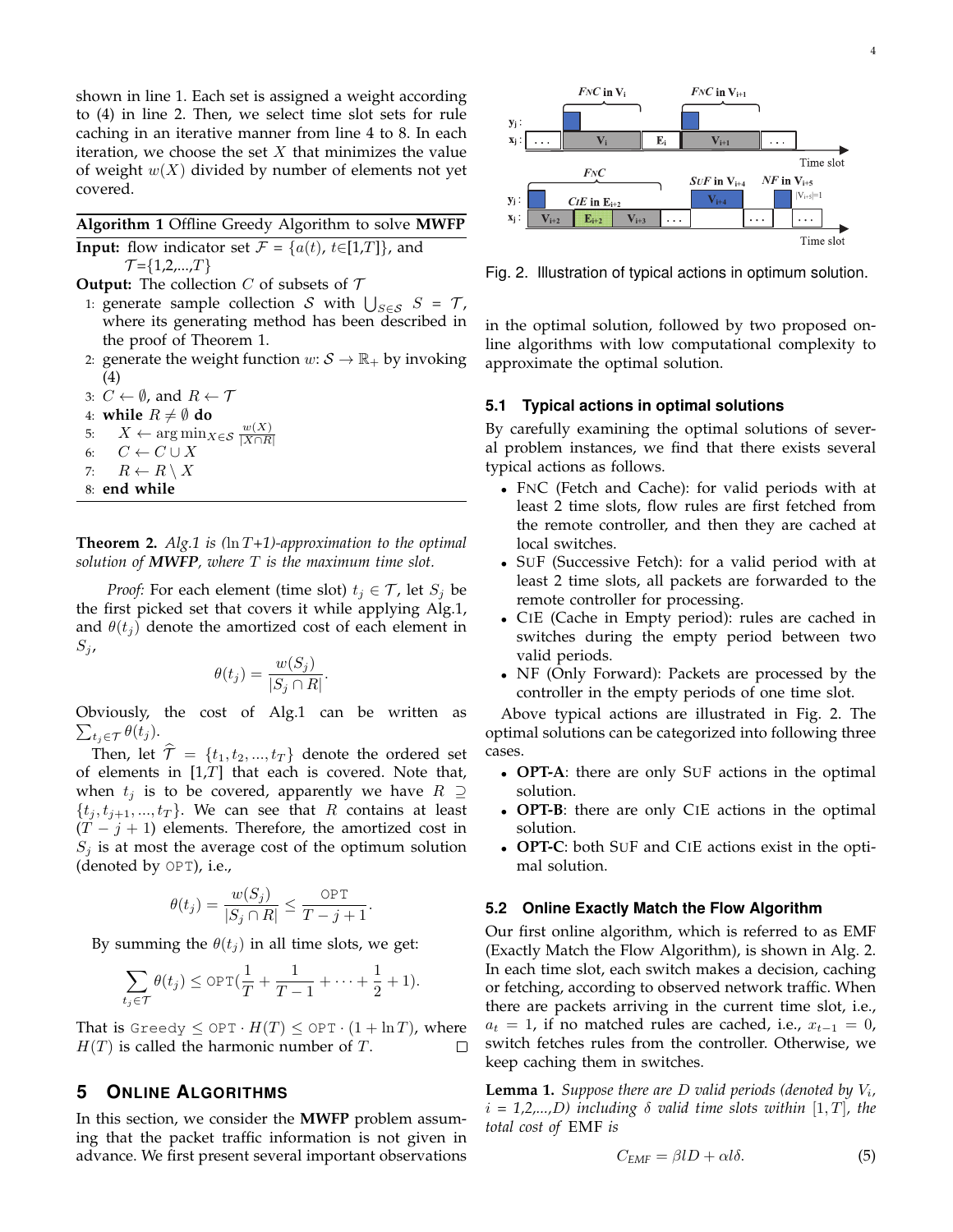shown in line 1. Each set is assigned a weight according to (4) in line 2. Then, we select time slot sets for rule caching in an iterative manner from line 4 to 8. In each iteration, we choose the set $X$ that minimizes the value of weight $w(X)$ divided by number of elements not yet covered.

---

**Algorithm 1** Offline Greedy Algorithm to solve **MWFP**

---

**Input:** flow indicator set $\mathcal{F} = \{a(t), t \in [1,T]\}$, and $\mathcal{T}=\{1,2,...,T\}$

**Output:** The collection $C$ of subsets of $\mathcal{T}$

1: generate sample collection $\mathcal{S}$ with $\bigcup_{S\in\mathcal{S}} S = \mathcal{T}$, where its generating method has been described in the proof of Theorem 1.
2: generate the weight function $w$: $\mathcal{S} \to \mathbb{R}_+$ by invoking (4)
3: $C \leftarrow \emptyset$, and $R \leftarrow \mathcal{T}$
4: **while** $R \neq \emptyset$ **do**
5: $\quad X \leftarrow \arg\min_{X\in\mathcal{S}} \frac{w(X)}{|X\cap R|}$
6: $\quad C \leftarrow C \cup X$
7: $\quad R \leftarrow R \setminus X$
8: **end while**

---

**Theorem 2.** *Alg.1 is ($\ln T$+1)-approximation to the optimal solution of **MWFP**, where $T$ is the maximum time slot.*

*Proof:* For each element (time slot) $t_j \in \mathcal{T}$, let $S_j$ be the first picked set that covers it while applying Alg.1, and $\theta(t_j)$ denote the amortized cost of each element in $S_j$,

$$\theta(t_j) = \frac{w(S_j)}{|S_j \cap R|}.$$

Obviously, the cost of Alg.1 can be written as $\sum_{t_j\in\mathcal{T}} \theta(t_j)$.

Then, let $\widehat{\mathcal{T}} = \{t_1, t_2, ..., t_T\}$ denote the ordered set of elements in $[1,T]$ that each is covered. Note that, when $t_j$ is to be covered, apparently we have $R \supseteq \{t_j, t_{j+1}, ..., t_T\}$. We can see that $R$ contains at least $(T-j+1)$ elements. Therefore, the amortized cost in $S_j$ is at most the average cost of the optimum solution (denoted by $\texttt{OPT}$), i.e.,

$$\theta(t_j) = \frac{w(S_j)}{|S_j \cap R|} \le \frac{\texttt{OPT}}{T-j+1}.$$

By summing the $\theta(t_j)$ in all time slots, we get:

$$\sum_{t_j\in\mathcal{T}} \theta(t_j) \le \texttt{OPT}(\frac{1}{T} + \frac{1}{T-1} + \cdots + \frac{1}{2} + 1).$$

That is $\texttt{Greedy} \le \texttt{OPT} \cdot H(T) \le \texttt{OPT} \cdot (1 + \ln T)$, where $H(T)$ is called the harmonic number of $T$. □

## 5 Online Algorithms

In this section, we consider the **MWFP** problem assuming that the packet traffic information is not given in advance. We first present several important observations in the optimal solution, followed by two proposed online algorithms with low computational complexity to approximate the optimal solution.

Fig. 2. Illustration of typical actions in optimum solution.

### 5.1 Typical actions in optimal solutions

By carefully examining the optimal solutions of several problem instances, we find that there exists several typical actions as follows.

- FNC (Fetch and Cache): for valid periods with at least 2 time slots, flow rules are first fetched from the remote controller, and then they are cached at local switches.
- SUF (Successive Fetch): for a valid period with at least 2 time slots, all packets are forwarded to the remote controller for processing.
- CIE (Cache in Empty period): rules are cached in switches during the empty period between two valid periods.
- NF (Only Forward): Packets are processed by the controller in the empty periods of one time slot.

Above typical actions are illustrated in Fig. 2. The optimal solutions can be categorized into following three cases.

- **OPT-A**: there are only SUF actions in the optimal solution.
- **OPT-B**: there are only CIE actions in the optimal solution.
- **OPT-C**: both SUF and CIE actions exist in the optimal solution.

### 5.2 Online Exactly Match the Flow Algorithm

Our first online algorithm, which is referred to as EMF (Exactly Match the Flow Algorithm), is shown in Alg. 2. In each time slot, each switch makes a decision, caching or fetching, according to observed network traffic. When there are packets arriving in the current time slot, i.e., $a_t = 1$, if no matched rules are cached, i.e., $x_{t-1} = 0$, switch fetches rules from the controller. Otherwise, we keep caching them in switches.

**Lemma 1.** *Suppose there are $D$ valid periods (denoted by $V_i$, $i$ = 1,2,...,$D$) including $\delta$ valid time slots within $[1,T]$, the total cost of* EMF *is*

$$C_{EMF} = \beta l D + \alpha l \delta. \tag{5}$$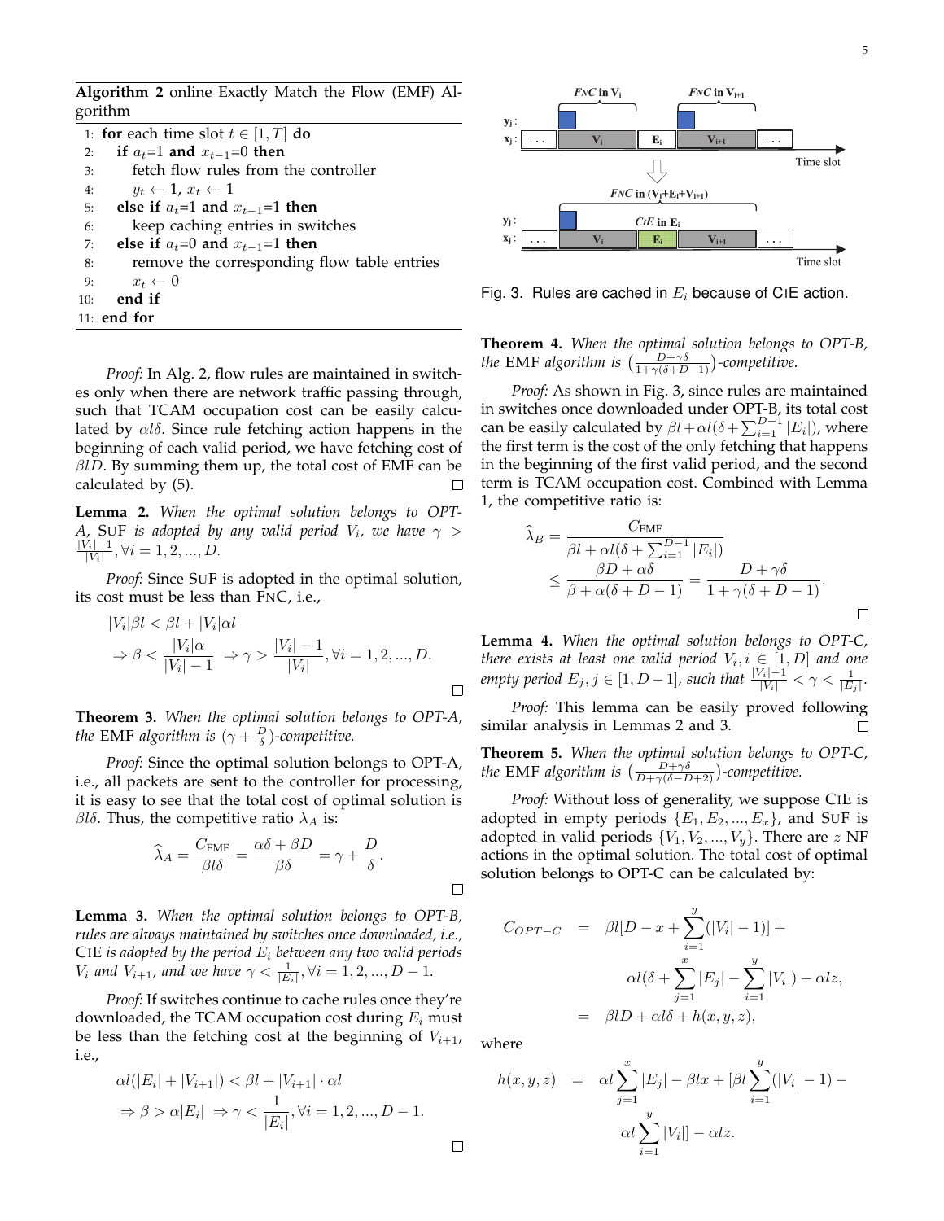**Algorithm 2** online Exactly Match the Flow (EMF) Algorithm

```
1:  for each time slot t ∈ [1, T] do
2:    if a_t=1 and x_{t−1}=0 then
3:      fetch flow rules from the controller
4:      y_t ← 1, x_t ← 1
5:    else if a_t=1 and x_{t−1}=1 then
6:      keep caching entries in switches
7:    else if a_t=0 and x_{t−1}=1 then
8:      remove the corresponding flow table entries
9:      x_t ← 0
10:   end if
11: end for
```

*Proof:* In Alg. 2, flow rules are maintained in switches only when there are network traffic passing through, such that TCAM occupation cost can be easily calculated by $\alpha l\delta$. Since rule fetching action happens in the beginning of each valid period, we have fetching cost of $\beta lD$. By summing them up, the total cost of EMF can be calculated by (5). □

**Lemma 2.** *When the optimal solution belongs to OPT-A,* SUF *is adopted by any valid period $V_i$, we have $\gamma > \frac{|V_i|-1}{|V_i|}, \forall i = 1, 2, ..., D$.*

*Proof:* Since SUF is adopted in the optimal solution, its cost must be less than FNC, i.e.,

$$|V_i|\beta l < \beta l + |V_i|\alpha l$$
$$\Rightarrow \beta < \frac{|V_i|\alpha}{|V_i|-1} \Rightarrow \gamma > \frac{|V_i|-1}{|V_i|}, \forall i = 1, 2, ..., D.$$

□

**Theorem 3.** *When the optimal solution belongs to OPT-A, the* EMF *algorithm is $(\gamma + \frac{D}{\delta})$-competitive.*

*Proof:* Since the optimal solution belongs to OPT-A, i.e., all packets are sent to the controller for processing, it is easy to see that the total cost of optimal solution is $\beta l\delta$. Thus, the competitive ratio $\lambda_A$ is:

$$\widehat{\lambda}_A = \frac{C_{\text{EMF}}}{\beta l\delta} = \frac{\alpha\delta + \beta D}{\beta\delta} = \gamma + \frac{D}{\delta}.$$

□

**Lemma 3.** *When the optimal solution belongs to OPT-B, rules are always maintained by switches once downloaded, i.e.,* CIE *is adopted by the period $E_i$ between any two valid periods $V_i$ and $V_{i+1}$, and we have $\gamma < \frac{1}{|E_i|}, \forall i = 1, 2, ..., D-1$.*

*Proof:* If switches continue to cache rules once they're downloaded, the TCAM occupation cost during $E_i$ must be less than the fetching cost at the beginning of $V_{i+1}$, i.e.,

$$\alpha l(|E_i| + |V_{i+1}|) < \beta l + |V_{i+1}| \cdot \alpha l$$
$$\Rightarrow \beta > \alpha|E_i| \Rightarrow \gamma < \frac{1}{|E_i|}, \forall i = 1, 2, ..., D-1.$$

□

Fig. 3. Rules are cached in $E_i$ because of CIE action.

**Theorem 4.** *When the optimal solution belongs to OPT-B, the* EMF *algorithm is $(\frac{D+\gamma\delta}{1+\gamma(\delta+D-1)})$-competitive.*

*Proof:* As shown in Fig. 3, since rules are maintained in switches once downloaded under OPT-B, its total cost can be easily calculated by $\beta l + \alpha l(\delta + \sum_{i=1}^{D-1}|E_i|)$, where the first term is the cost of the only fetching that happens in the beginning of the first valid period, and the second term is TCAM occupation cost. Combined with Lemma 1, the competitive ratio is:

$$\widehat{\lambda}_B = \frac{C_{\text{EMF}}}{\beta l + \alpha l(\delta + \sum_{i=1}^{D-1}|E_i|)}$$
$$\leq \frac{\beta D + \alpha\delta}{\beta + \alpha(\delta + D - 1)} = \frac{D + \gamma\delta}{1 + \gamma(\delta + D - 1)}.$$

□

**Lemma 4.** *When the optimal solution belongs to OPT-C, there exists at least one valid period $V_i, i \in [1, D]$ and one empty period $E_j, j \in [1, D-1]$, such that $\frac{|V_i|-1}{|V_i|} < \gamma < \frac{1}{|E_j|}$.*

*Proof:* This lemma can be easily proved following similar analysis in Lemmas 2 and 3. □

**Theorem 5.** *When the optimal solution belongs to OPT-C, the* EMF *algorithm is $(\frac{D+\gamma\delta}{D+\gamma(\delta-D+2)})$-competitive.*

*Proof:* Without loss of generality, we suppose CIE is adopted in empty periods $\{E_1, E_2, ..., E_x\}$, and SUF is adopted in valid periods $\{V_1, V_2, ..., V_y\}$. There are $z$ NF actions in the optimal solution. The total cost of optimal solution belongs to OPT-C can be calculated by:

$$\begin{aligned}
C_{OPT-C} &= \beta l[D - x + \sum_{i=1}^{y}(|V_i| - 1)] + \\
&\quad \alpha l(\delta + \sum_{j=1}^{x}|E_j| - \sum_{i=1}^{y}|V_i|) - \alpha lz, \\
&= \beta lD + \alpha l\delta + h(x, y, z),
\end{aligned}$$

where

$$\begin{aligned}
h(x, y, z) &= \alpha l\sum_{j=1}^{x}|E_j| - \beta lx + [\beta l\sum_{i=1}^{y}(|V_i| - 1) - \\
&\quad \alpha l\sum_{i=1}^{y}|V_i|] - \alpha lz.
\end{aligned}$$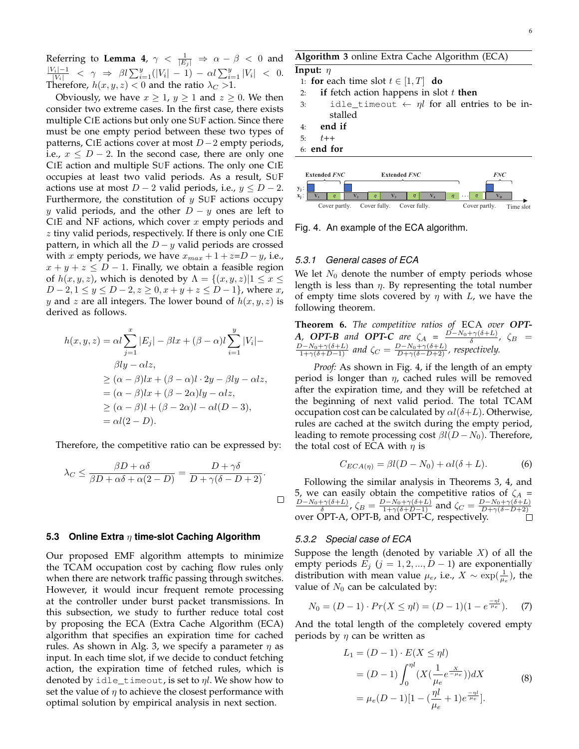Referring to **Lemma 4**, $\gamma < \frac{1}{|E_j|} \Rightarrow \alpha - \beta < 0$ and $\frac{|V_i|-1}{|V_i|} < \gamma \Rightarrow \beta l \sum_{i=1}^{y}(|V_i| - 1) - \alpha l \sum_{i=1}^{y}|V_i| < 0$. Therefore, $h(x, y, z) < 0$ and the ratio $\lambda_C > 1$.

Obviously, we have $x \geq 1$, $y \geq 1$ and $z \geq 0$. We then consider two extreme cases. In the first case, there exists multiple CIE actions but only one SUF action. Since there must be one empty period between these two types of patterns, CIE actions cover at most $D-2$ empty periods, i.e., $x \leq D-2$. In the second case, there are only one CIE action and multiple SUF actions. The only one CIE occupies at least two valid periods. As a result, SUF actions use at most $D-2$ valid periods, i.e., $y \leq D-2$. Furthermore, the constitution of $y$ SUF actions occupy $y$ valid periods, and the other $D-y$ ones are left to CIE and NF actions, which cover $x$ empty periods and $z$ tiny valid periods, respectively. If there is only one CIE pattern, in which all the $D-y$ valid periods are crossed with $x$ empty periods, we have $x_{max}+1+z$=$D-y$, i.e., $x+y+z \leq D-1$. Finally, we obtain a feasible region of $h(x, y, z)$, which is denoted by $\Lambda = \{(x, y, z)|1 \leq x \leq D-2, 1 \leq y \leq D-2, z \geq 0, x+y+z \leq D-1\}$, where $x$, $y$ and $z$ are all integers. The lower bound of $h(x, y, z)$ is derived as follows.

$$
\begin{aligned}
h(x,y,z) &= \alpha l \sum_{j=1}^{x}|E_j| - \beta l x + (\beta - \alpha) l \sum_{i=1}^{y}|V_i| - \\
&\quad \beta l y - \alpha l z, \\
&\geq (\alpha - \beta) l x + (\beta - \alpha) l \cdot 2y - \beta l y - \alpha l z, \\
&= (\alpha - \beta) l x + (\beta - 2\alpha) l y - \alpha l z, \\
&\geq (\alpha - \beta) l + (\beta - 2\alpha) l - \alpha l (D-3), \\
&= \alpha l (2 - D).
\end{aligned}
$$

Therefore, the competitive ratio can be expressed by:

$$
\lambda_C \leq \frac{\beta D + \alpha \delta}{\beta D + \alpha \delta + \alpha(2-D)} = \frac{D + \gamma \delta}{D + \gamma(\delta - D + 2)}.
$$

□

### 5.3 Online Extra $\eta$ time-slot Caching Algorithm

Our proposed EMF algorithm attempts to minimize the TCAM occupation cost by caching flow rules only when there are network traffic passing through switches. However, it would incur frequent remote processing at the controller under burst packet transmissions. In this subsection, we study to further reduce total cost by proposing the ECA (Extra Cache Algorithm (ECA) algorithm that specifies an expiration time for cached rules. As shown in Alg. 3, we specify a parameter $\eta$ as input. In each time slot, if we decide to conduct fetching action, the expiration time of fetched rules, which is denoted by `idle_timeout`, is set to $\eta l$. We show how to set the value of $\eta$ to achieve the closest performance with optimal solution by empirical analysis in next section.

**Algorithm 3** online Extra Cache Algorithm (ECA)

**Input:** $\eta$

1: **for** each time slot $t \in [1, T]$ **do**
2: &nbsp;&nbsp;&nbsp;&nbsp;**if** fetch action happens in slot $t$ **then**
3: &nbsp;&nbsp;&nbsp;&nbsp;&nbsp;&nbsp;&nbsp;&nbsp;`idle_timeout` $\leftarrow \eta l$ for all entries to be installed
4: &nbsp;&nbsp;&nbsp;&nbsp;**end if**
5: &nbsp;&nbsp;&nbsp;&nbsp;$t$++
6: **end for**

Fig. 4. An example of the ECA algorithm.

#### 5.3.1 General cases of ECA

We let $N_0$ denote the number of empty periods whose length is less than $\eta$. By representing the total number of empty time slots covered by $\eta$ with $L$, we have the following theorem.

**Theorem 6.** *The competitive ratios of* ECA *over* ***OPT-A****,* ***OPT-B*** *and* ***OPT-C*** *are* $\zeta_A = \frac{D-N_0+\gamma(\delta+L)}{\delta}$, $\zeta_B = \frac{D-N_0+\gamma(\delta+L)}{1+\gamma(\delta+D-1)}$ *and* $\zeta_C = \frac{D-N_0+\gamma(\delta+L)}{D+\gamma(\delta-D+2)}$*, respectively.*

*Proof:* As shown in Fig. 4, if the length of an empty period is longer than $\eta$, cached rules will be removed after the expiration time, and they will be refetched at the beginning of next valid period. The total TCAM occupation cost can be calculated by $\alpha l(\delta+L)$. Otherwise, rules are cached at the switch during the empty period, leading to remote processing cost $\beta l(D-N_0)$. Therefore, the total cost of ECA with $\eta$ is

$$
C_{ECA(\eta)} = \beta l(D - N_0) + \alpha l(\delta + L). \tag{6}
$$

Following the similar analysis in Theorems 3, 4, and 5, we can easily obtain the competitive ratios of $\zeta_A = \frac{D-N_0+\gamma(\delta+L)}{\delta}$, $\zeta_B = \frac{D-N_0+\gamma(\delta+L)}{1+\gamma(\delta+D-1)}$ and $\zeta_C = \frac{D-N_0+\gamma(\delta+L)}{D+\gamma(\delta-D+2)}$ over OPT-A, OPT-B, and OPT-C, respectively. □

#### 5.3.2 Special case of ECA

Suppose the length (denoted by variable $X$) of all the empty periods $E_j$ ($j = 1, 2, ..., D-1$) are exponentially distribution with mean value $\mu_e$, i.e., $X \sim \exp(\frac{1}{\mu_e})$, the value of $N_0$ can be calculated by:

$$
N_0 = (D-1) \cdot Pr(X \leq \eta l) = (D-1)(1 - e^{\frac{-\eta l}{\mu_e}}). \tag{7}
$$

And the total length of the completely covered empty periods by $\eta$ can be written as

$$
\begin{aligned}
L_1 &= (D-1) \cdot E(X \leq \eta l) \\
&= (D-1) \int_0^{\eta l} (X(\frac{1}{\mu_e} e^{\frac{X}{-\mu_e}}))dX \\
&= \mu_e (D-1)[1 - (\frac{\eta l}{\mu_e} + 1) e^{\frac{-\eta l}{\mu_e}}].
\end{aligned} \tag{8}
$$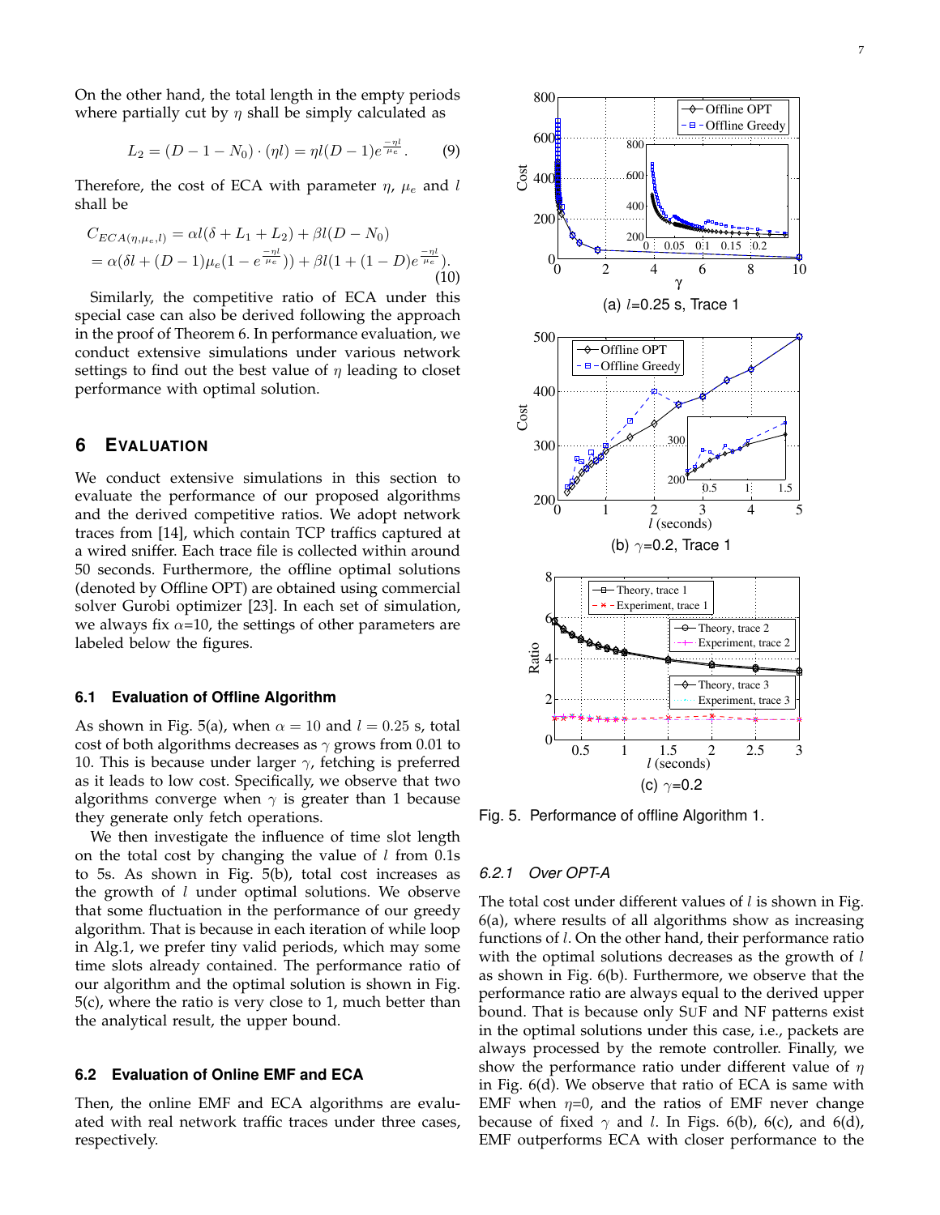On the other hand, the total length in the empty periods where partially cut by $\eta$ shall be simply calculated as

$$L_2 = (D - 1 - N_0) \cdot (\eta l) = \eta l (D-1) e^{\frac{-\eta l}{\mu_e}}. \quad (9)$$

Therefore, the cost of ECA with parameter $\eta$, $\mu_e$ and $l$ shall be

$$\begin{aligned} C_{ECA(\eta,\mu_e,l)} &= \alpha l(\delta + L_1 + L_2) + \beta l(D - N_0) \\ &= \alpha(\delta l + (D-1)\mu_e(1 - e^{\frac{-\eta l}{\mu_e}})) + \beta l(1 + (1-D)e^{\frac{-\eta l}{\mu_e}}). \end{aligned} \quad (10)$$

Similarly, the competitive ratio of ECA under this special case can also be derived following the approach in the proof of Theorem 6. In performance evaluation, we conduct extensive simulations under various network settings to find out the best value of $\eta$ leading to closet performance with optimal solution.

# 6 Evaluation

We conduct extensive simulations in this section to evaluate the performance of our proposed algorithms and the derived competitive ratios. We adopt network traces from [14], which contain TCP traffics captured at a wired sniffer. Each trace file is collected within around 50 seconds. Furthermore, the offline optimal solutions (denoted by Offline OPT) are obtained using commercial solver Gurobi optimizer [23]. In each set of simulation, we always fix $\alpha$=10, the settings of other parameters are labeled below the figures.

## 6.1 Evaluation of Offline Algorithm

As shown in Fig. 5(a), when $\alpha = 10$ and $l = 0.25$ s, total cost of both algorithms decreases as $\gamma$ grows from 0.01 to 10. This is because under larger $\gamma$, fetching is preferred as it leads to low cost. Specifically, we observe that two algorithms converge when $\gamma$ is greater than 1 because they generate only fetch operations.

We then investigate the influence of time slot length on the total cost by changing the value of $l$ from 0.1s to 5s. As shown in Fig. 5(b), total cost increases as the growth of $l$ under optimal solutions. We observe that some fluctuation in the performance of our greedy algorithm. That is because in each iteration of while loop in Alg.1, we prefer tiny valid periods, which may some time slots already contained. The performance ratio of our algorithm and the optimal solution is shown in Fig. 5(c), where the ratio is very close to 1, much better than the analytical result, the upper bound.

## 6.2 Evaluation of Online EMF and ECA

Then, the online EMF and ECA algorithms are evaluated with real network traffic traces under three cases, respectively.

(a) $l$=0.25 s, Trace 1

(b) $\gamma$=0.2, Trace 1

(c) $\gamma$=0.2

Fig. 5. Performance of offline Algorithm 1.

### 6.2.1 Over OPT-A

The total cost under different values of $l$ is shown in Fig. 6(a), where results of all algorithms show as increasing functions of $l$. On the other hand, their performance ratio with the optimal solutions decreases as the growth of $l$ as shown in Fig. 6(b). Furthermore, we observe that the performance ratio are always equal to the derived upper bound. That is because only SUF and NF patterns exist in the optimal solutions under this case, i.e., packets are always processed by the remote controller. Finally, we show the performance ratio under different value of $\eta$ in Fig. 6(d). We observe that ratio of ECA is same with EMF when $\eta$=0, and the ratios of EMF never change because of fixed $\gamma$ and $l$. In Figs. 6(b), 6(c), and 6(d), EMF outperforms ECA with closer performance to the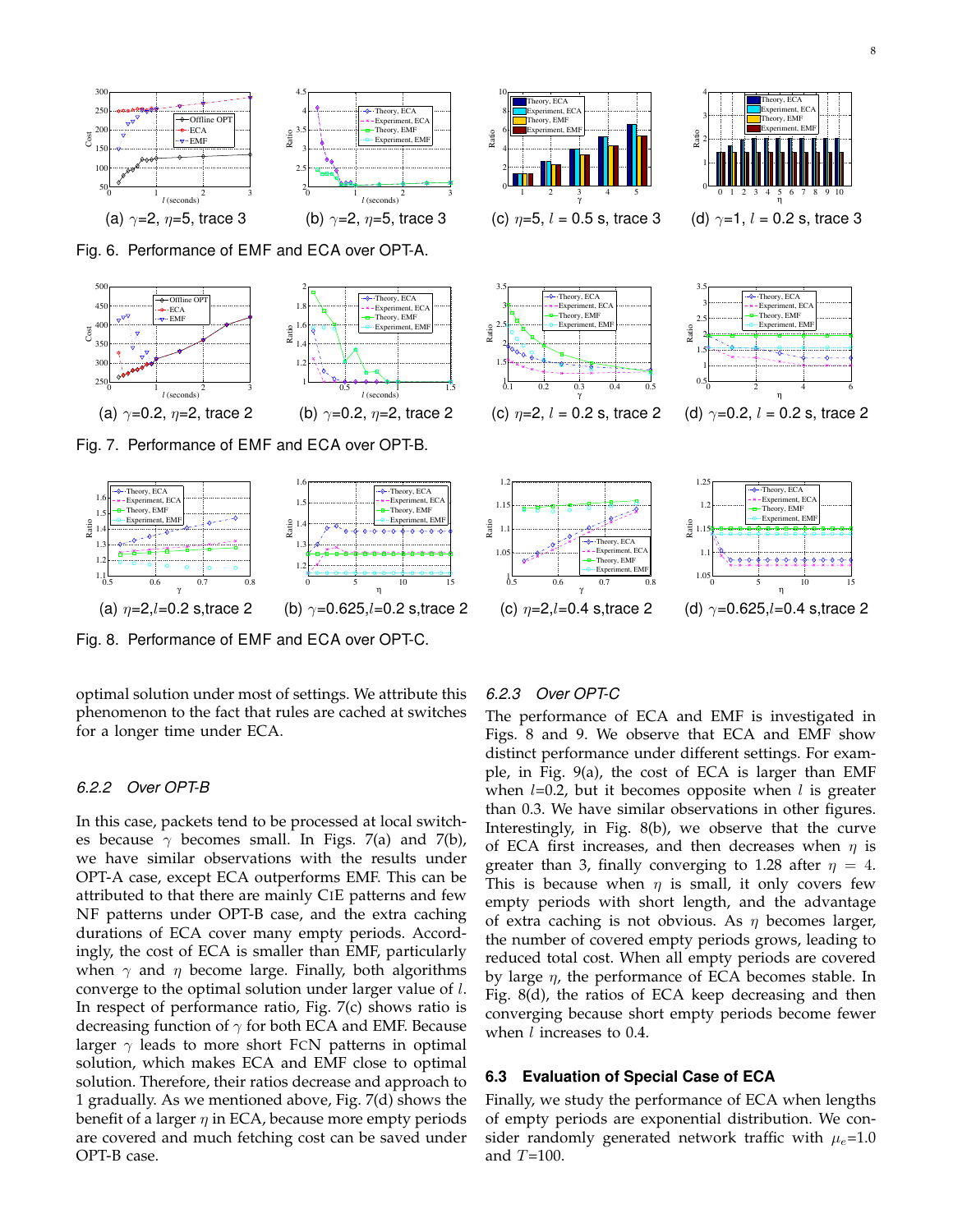(a) $\gamma$=2, $\eta$=5, trace 3 (b) $\gamma$=2, $\eta$=5, trace 3 (c) $\eta$=5, $l$ = 0.5 s, trace 3 (d) $\gamma$=1, $l$ = 0.2 s, trace 3

Fig. 6. Performance of EMF and ECA over OPT-A.

(a) $\gamma$=0.2, $\eta$=2, trace 2 (b) $\gamma$=0.2, $\eta$=2, trace 2 (c) $\eta$=2, $l$ = 0.2 s, trace 2 (d) $\gamma$=0.2, $l$ = 0.2 s, trace 2

Fig. 7. Performance of EMF and ECA over OPT-B.

(a) $\eta$=2,$l$=0.2 s,trace 2 (b) $\gamma$=0.625,$l$=0.2 s,trace 2 (c) $\eta$=2,$l$=0.4 s,trace 2 (d) $\gamma$=0.625,$l$=0.4 s,trace 2

Fig. 8. Performance of EMF and ECA over OPT-C.

optimal solution under most of settings. We attribute this phenomenon to the fact that rules are cached at switches for a longer time under ECA.

### 6.2.2 Over OPT-B

In this case, packets tend to be processed at local switches because $\gamma$ becomes small. In Figs. 7(a) and 7(b), we have similar observations with the results under OPT-A case, except ECA outperforms EMF. This can be attributed to that there are mainly CIE patterns and few NF patterns under OPT-B case, and the extra caching durations of ECA cover many empty periods. Accordingly, the cost of ECA is smaller than EMF, particularly when $\gamma$ and $\eta$ become large. Finally, both algorithms converge to the optimal solution under larger value of $l$. In respect of performance ratio, Fig. 7(c) shows ratio is decreasing function of $\gamma$ for both ECA and EMF. Because larger $\gamma$ leads to more short FCN patterns in optimal solution, which makes ECA and EMF close to optimal solution. Therefore, their ratios decrease and approach to 1 gradually. As we mentioned above, Fig. 7(d) shows the benefit of a larger $\eta$ in ECA, because more empty periods are covered and much fetching cost can be saved under OPT-B case.

### 6.2.3 Over OPT-C

The performance of ECA and EMF is investigated in Figs. 8 and 9. We observe that ECA and EMF show distinct performance under different settings. For example, in Fig. 9(a), the cost of ECA is larger than EMF when $l$=0.2, but it becomes opposite when $l$ is greater than 0.3. We have similar observations in other figures. Interestingly, in Fig. 8(b), we observe that the curve of ECA first increases, and then decreases when $\eta$ is greater than 3, finally converging to 1.28 after $\eta = 4$. This is because when $\eta$ is small, it only covers few empty periods with short length, and the advantage of extra caching is not obvious. As $\eta$ becomes larger, the number of covered empty periods grows, leading to reduced total cost. When all empty periods are covered by large $\eta$, the performance of ECA becomes stable. In Fig. 8(d), the ratios of ECA keep decreasing and then converging because short empty periods become fewer when $l$ increases to 0.4.

## 6.3 Evaluation of Special Case of ECA

Finally, we study the performance of ECA when lengths of empty periods are exponential distribution. We consider randomly generated network traffic with $\mu_e$=1.0 and $T$=100.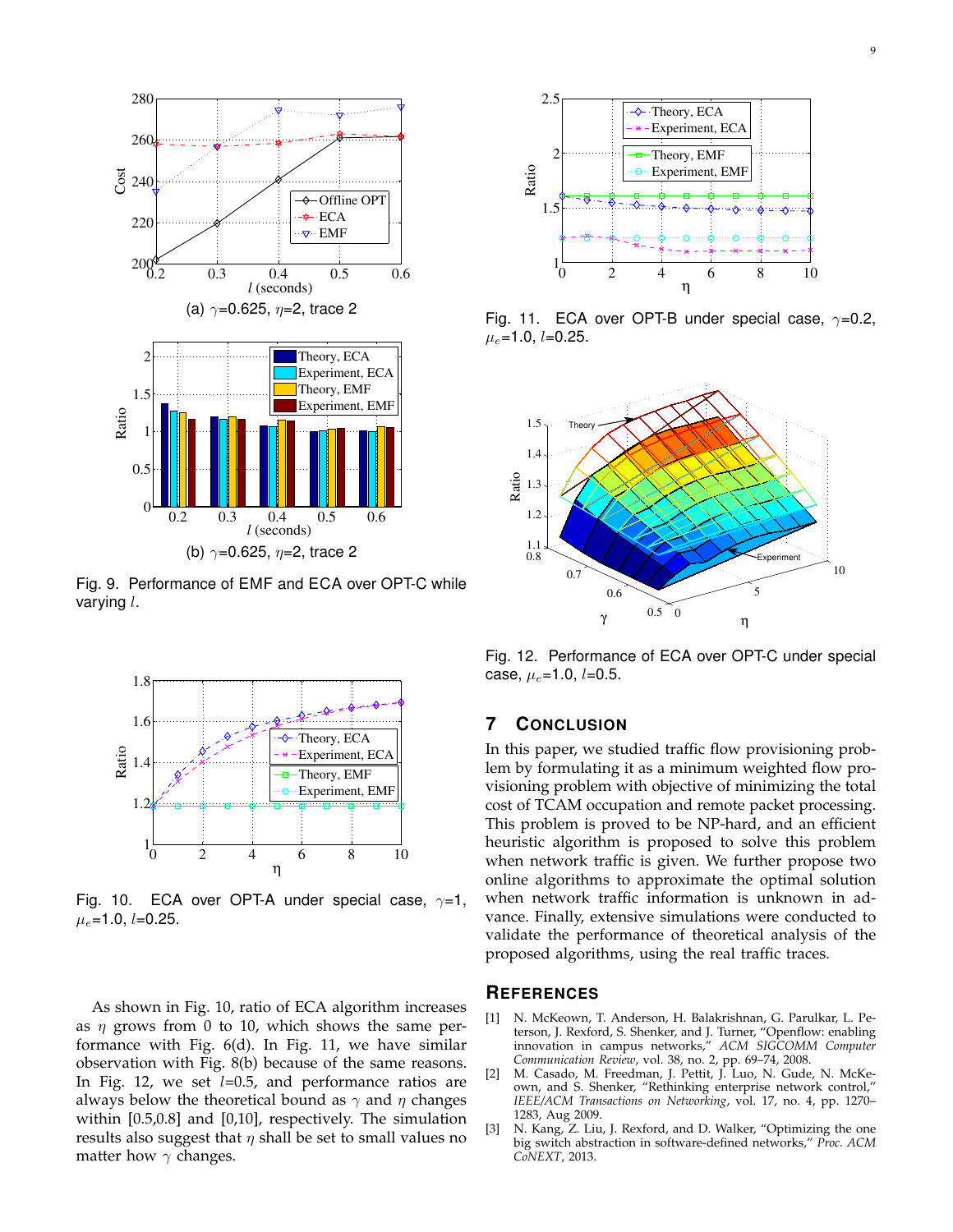(a) $\gamma$=0.625, $\eta$=2, trace 2

(b) $\gamma$=0.625, $\eta$=2, trace 2

Fig. 9. Performance of EMF and ECA over OPT-C while varying $l$.

Fig. 10. ECA over OPT-A under special case, $\gamma$=1, $\mu_e$=1.0, $l$=0.25.

As shown in Fig. 10, ratio of ECA algorithm increases as $\eta$ grows from 0 to 10, which shows the same performance with Fig. 6(d). In Fig. 11, we have similar observation with Fig. 8(b) because of the same reasons. In Fig. 12, we set $l$=0.5, and performance ratios are always below the theoretical bound as $\gamma$ and $\eta$ changes within [0.5,0.8] and [0,10], respectively. The simulation results also suggest that $\eta$ shall be set to small values no matter how $\gamma$ changes.

Fig. 11. ECA over OPT-B under special case, $\gamma$=0.2, $\mu_e$=1.0, $l$=0.25.

Fig. 12. Performance of ECA over OPT-C under special case, $\mu_e$=1.0, $l$=0.5.

## 7 Conclusion

In this paper, we studied traffic flow provisioning problem by formulating it as a minimum weighted flow provisioning problem with objective of minimizing the total cost of TCAM occupation and remote packet processing. This problem is proved to be NP-hard, and an efficient heuristic algorithm is proposed to solve this problem when network traffic is given. We further propose two online algorithms to approximate the optimal solution when network traffic information is unknown in advance. Finally, extensive simulations were conducted to validate the performance of theoretical analysis of the proposed algorithms, using the real traffic traces.

## References

[1] N. McKeown, T. Anderson, H. Balakrishnan, G. Parulkar, L. Peterson, J. Rexford, S. Shenker, and J. Turner, "Openflow: enabling innovation in campus networks," *ACM SIGCOMM Computer Communication Review*, vol. 38, no. 2, pp. 69–74, 2008.

[2] M. Casado, M. Freedman, J. Pettit, J. Luo, N. Gude, N. McKeown, and S. Shenker, "Rethinking enterprise network control," *IEEE/ACM Transactions on Networking*, vol. 17, no. 4, pp. 1270–1283, Aug 2009.

[3] N. Kang, Z. Liu, J. Rexford, and D. Walker, "Optimizing the one big switch abstraction in software-defined networks," *Proc. ACM CoNEXT*, 2013.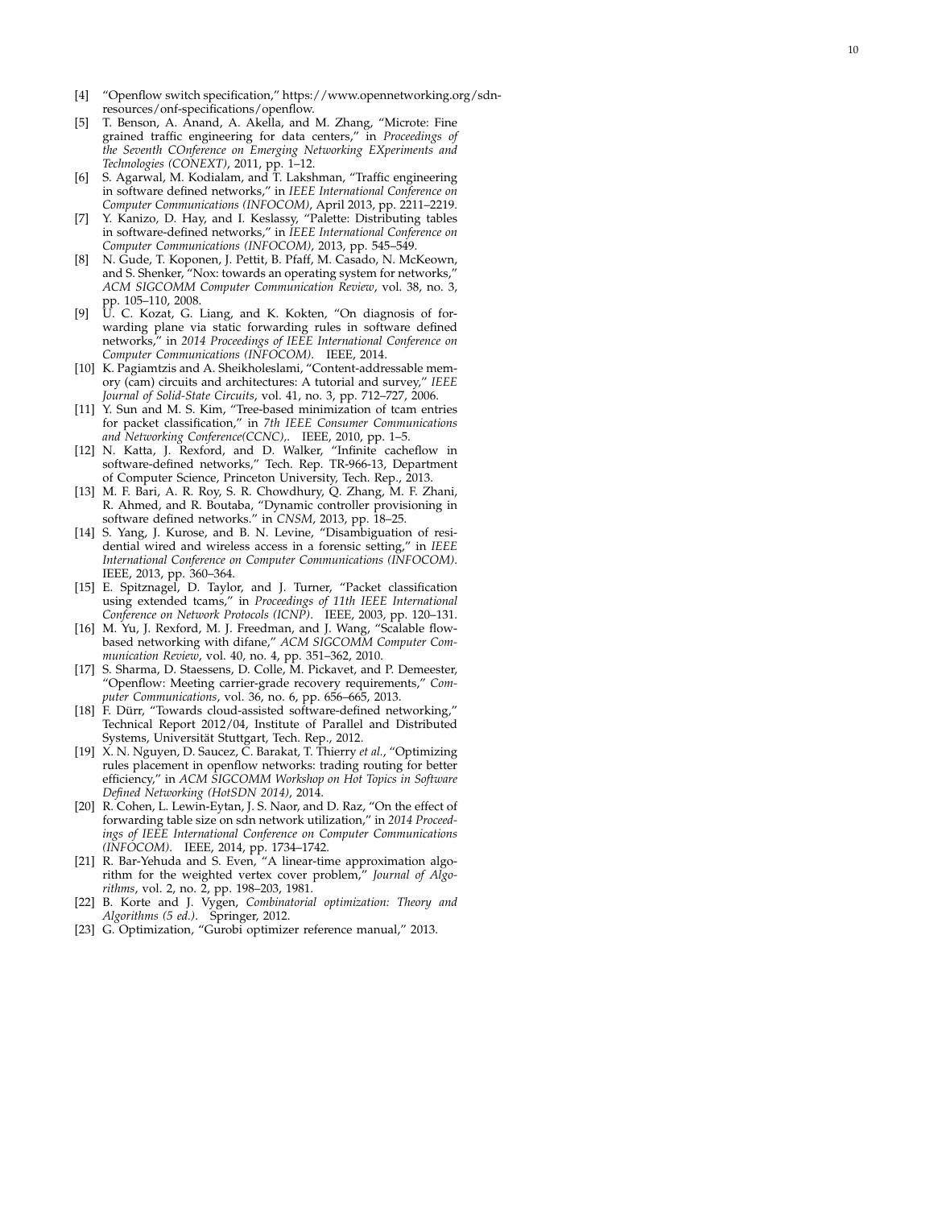[4] "Openflow switch specification," https://www.opennetworking.org/sdn-resources/onf-specifications/openflow.

[5] T. Benson, A. Anand, A. Akella, and M. Zhang, "Microte: Fine grained traffic engineering for data centers," in *Proceedings of the Seventh COnference on Emerging Networking EXperiments and Technologies (CONEXT)*, 2011, pp. 1–12.

[6] S. Agarwal, M. Kodialam, and T. Lakshman, "Traffic engineering in software defined networks," in *IEEE International Conference on Computer Communications (INFOCOM)*, April 2013, pp. 2211–2219.

[7] Y. Kanizo, D. Hay, and I. Keslassy, "Palette: Distributing tables in software-defined networks," in *IEEE International Conference on Computer Communications (INFOCOM)*, 2013, pp. 545–549.

[8] N. Gude, T. Koponen, J. Pettit, B. Pfaff, M. Casado, N. McKeown, and S. Shenker, "Nox: towards an operating system for networks," *ACM SIGCOMM Computer Communication Review*, vol. 38, no. 3, pp. 105–110, 2008.

[9] U. C. Kozat, G. Liang, and K. Kokten, "On diagnosis of forwarding plane via static forwarding rules in software defined networks," in *2014 Proceedings of IEEE International Conference on Computer Communications (INFOCOM)*. IEEE, 2014.

[10] K. Pagiamtzis and A. Sheikholeslami, "Content-addressable memory (cam) circuits and architectures: A tutorial and survey," *IEEE Journal of Solid-State Circuits*, vol. 41, no. 3, pp. 712–727, 2006.

[11] Y. Sun and M. S. Kim, "Tree-based minimization of tcam entries for packet classification," in *7th IEEE Consumer Communications and Networking Conference(CCNC),*. IEEE, 2010, pp. 1–5.

[12] N. Katta, J. Rexford, and D. Walker, "Infinite cacheflow in software-defined networks," Tech. Rep. TR-966-13, Department of Computer Science, Princeton University, Tech. Rep., 2013.

[13] M. F. Bari, A. R. Roy, S. R. Chowdhury, Q. Zhang, M. F. Zhani, R. Ahmed, and R. Boutaba, "Dynamic controller provisioning in software defined networks." in *CNSM*, 2013, pp. 18–25.

[14] S. Yang, J. Kurose, and B. N. Levine, "Disambiguation of residential wired and wireless access in a forensic setting," in *IEEE International Conference on Computer Communications (INFOCOM)*. IEEE, 2013, pp. 360–364.

[15] E. Spitznagel, D. Taylor, and J. Turner, "Packet classification using extended tcams," in *Proceedings of 11th IEEE International Conference on Network Protocols (ICNP)*. IEEE, 2003, pp. 120–131.

[16] M. Yu, J. Rexford, M. J. Freedman, and J. Wang, "Scalable flow-based networking with difane," *ACM SIGCOMM Computer Communication Review*, vol. 40, no. 4, pp. 351–362, 2010.

[17] S. Sharma, D. Staessens, D. Colle, M. Pickavet, and P. Demeester, "Openflow: Meeting carrier-grade recovery requirements," *Computer Communications*, vol. 36, no. 6, pp. 656–665, 2013.

[18] F. Dürr, "Towards cloud-assisted software-defined networking," Technical Report 2012/04, Institute of Parallel and Distributed Systems, Universität Stuttgart, Tech. Rep., 2012.

[19] X. N. Nguyen, D. Saucez, C. Barakat, T. Thierry *et al.*, "Optimizing rules placement in openflow networks: trading routing for better efficiency," in *ACM SIGCOMM Workshop on Hot Topics in Software Defined Networking (HotSDN 2014)*, 2014.

[20] R. Cohen, L. Lewin-Eytan, J. S. Naor, and D. Raz, "On the effect of forwarding table size on sdn network utilization," in *2014 Proceedings of IEEE International Conference on Computer Communications (INFOCOM)*. IEEE, 2014, pp. 1734–1742.

[21] R. Bar-Yehuda and S. Even, "A linear-time approximation algorithm for the weighted vertex cover problem," *Journal of Algorithms*, vol. 2, no. 2, pp. 198–203, 1981.

[22] B. Korte and J. Vygen, *Combinatorial optimization: Theory and Algorithms (5 ed.)*. Springer, 2012.

[23] G. Optimization, "Gurobi optimizer reference manual," 2013.